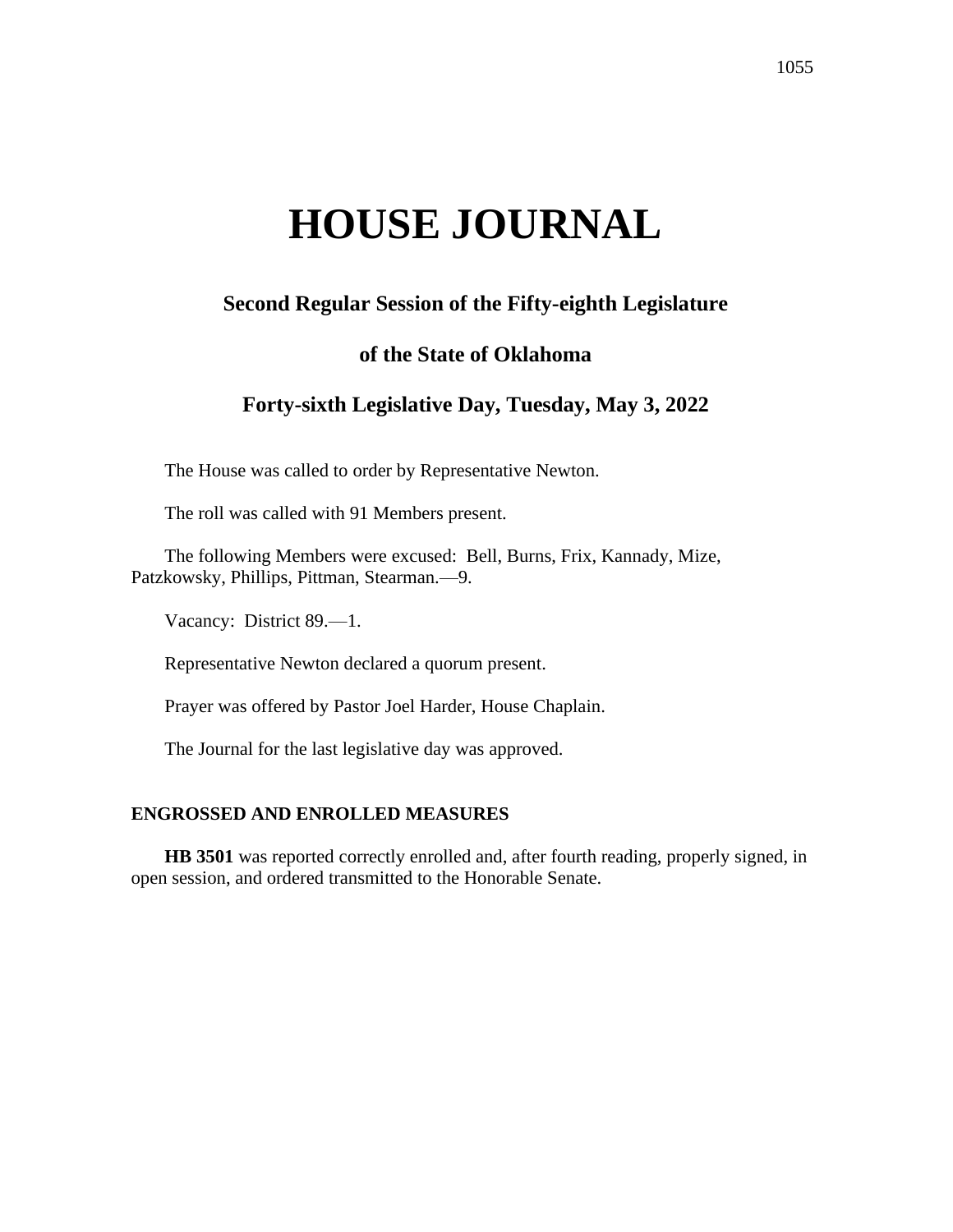# HOUSE JOURNAL

## Second Regular Session of the Fifty-eighth Legislature

## of the State of Oklahoma

## Forty-sixth Legislative Day, Tuesday, May 3, 2022

The House was called to order by Representative Newton.

The roll was called with 91 Members present.

The following Members were excused: Bell, Burns, Frix, Kannady, Mize, Patzkowsky, Phillips, Pittman, Stearman.—9.

Vacancy: District 89.—1.

Representative Newton declared a quorum present.

Prayer was offered by Pastor Joel Harder, House Chaplain.

The Journal for the last legislative day was approved.

### ENGROSSED AND ENROLLED MEASURES

**HB 3501** was reported correctly enrolled and, after fourth reading, properly signed, in open session, and ordered transmitted to the Honorable Senate.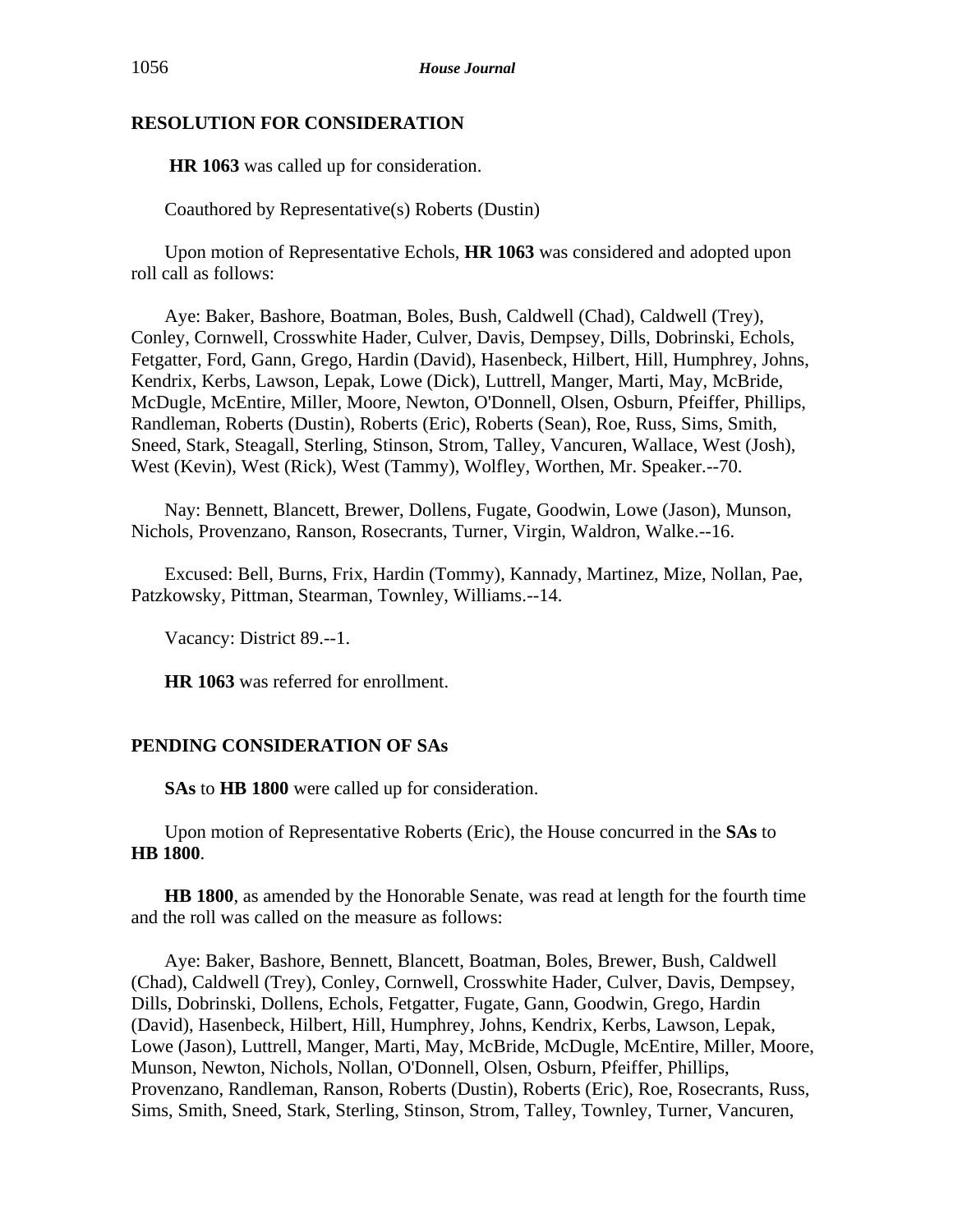## RESOLUTION FOR CONSIDERATION

**HR 1063** was called up for consideration.

Coauthored by Representative(s) Roberts (Dustin)

Upon motion of Representative Echols, **HR 1063** was considered and adopted upon roll call as follows:

Aye: Baker, Bashore, Boatman, Boles, Bush, Caldwell (Chad), Caldwell (Trey), Conley, Cornwell, Crosswhite Hader, Culver, Davis, Dempsey, Dills, Dobrinski, Echols, Fetgatter, Ford, Gann, Grego, Hardin (David), Hasenbeck, Hilbert, Hill, Humphrey, Johns, Kendrix, Kerbs, Lawson, Lepak, Lowe (Dick), Luttrell, Manger, Marti, May, McBride, McDugle, McEntire, Miller, Moore, Newton, O'Donnell, Olsen, Osburn, Pfeiffer, Phillips, Randleman, Roberts (Dustin), Roberts (Eric), Roberts (Sean), Roe, Russ, Sims, Smith, Sneed, Stark, Steagall, Sterling, Stinson, Strom, Talley, Vancuren, Wallace, West (Josh), West (Kevin), West (Rick), West (Tammy), Wolfley, Worthen, Mr. Speaker.--70.

Nay: Bennett, Blancett, Brewer, Dollens, Fugate, Goodwin, Lowe (Jason), Munson, Nichols, Provenzano, Ranson, Rosecrants, Turner, Virgin, Waldron, Walke.--16.

Excused: Bell, Burns, Frix, Hardin (Tommy), Kannady, Martinez, Mize, Nollan, Pae, Patzkowsky, Pittman, Stearman, Townley, Williams.--14.

Vacancy: District 89.--1.

**HR 1063** was referred for enrollment.

## PENDING CONSIDERATION OF SAs

**SAs** to **HB 1800** were called up for consideration.

Upon motion of Representative Roberts (Eric), the House concurred in the **SAs** to **HB 1800**.

**HB 1800**, as amended by the Honorable Senate, was read at length for the fourth time and the roll was called on the measure as follows:

Aye: Baker, Bashore, Bennett, Blancett, Boatman, Boles, Brewer, Bush, Caldwell (Chad), Caldwell (Trey), Conley, Cornwell, Crosswhite Hader, Culver, Davis, Dempsey, Dills, Dobrinski, Dollens, Echols, Fetgatter, Fugate, Gann, Goodwin, Grego, Hardin (David), Hasenbeck, Hilbert, Hill, Humphrey, Johns, Kendrix, Kerbs, Lawson, Lepak, Lowe (Jason), Luttrell, Manger, Marti, May, McBride, McDugle, McEntire, Miller, Moore, Munson, Newton, Nichols, Nollan, O'Donnell, Olsen, Osburn, Pfeiffer, Phillips, Provenzano, Randleman, Ranson, Roberts (Dustin), Roberts (Eric), Roe, Rosecrants, Russ, Sims, Smith, Sneed, Stark, Sterling, Stinson, Strom, Talley, Townley, Turner, Vancuren,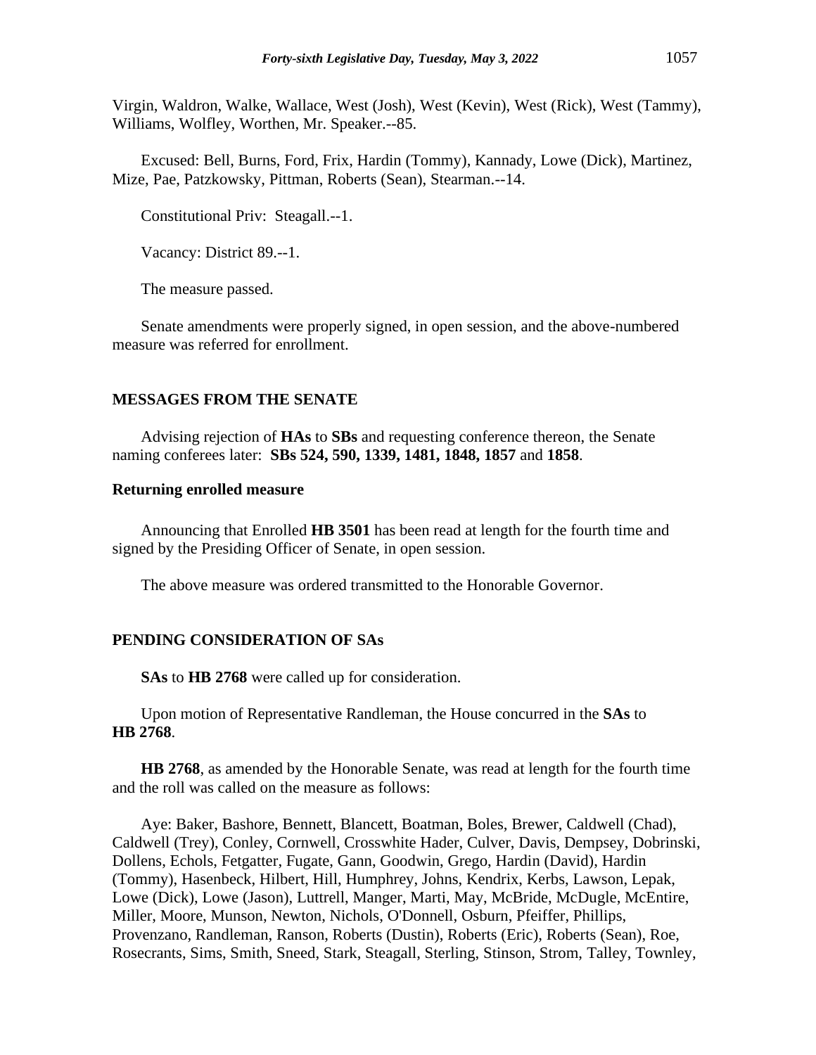Virgin, Waldron, Walke, Wallace, West (Josh), West (Kevin), West (Rick), West (Tammy), Williams, Wolfley, Worthen, Mr. Speaker.--85.

Excused: Bell, Burns, Ford, Frix, Hardin (Tommy), Kannady, Lowe (Dick), Martinez, Mize, Pae, Patzkowsky, Pittman, Roberts (Sean), Stearman.--14.

Constitutional Priv: Steagall.--1.

Vacancy: District 89.--1.

The measure passed.

Senate amendments were properly signed, in open session, and the above-numbered measure was referred for enrollment.

## MESSAGES FROM THE SENATE

Advising rejection of **HAs** to **SBs** and requesting conference thereon, the Senate naming conferees later: **SBs 524, 590, 1339, 1481, 1848, 1857** and **1858**.

### Returning enrolled measure

Announcing that Enrolled **HB 3501** has been read at length for the fourth time and signed by the Presiding Officer of Senate, in open session.

The above measure was ordered transmitted to the Honorable Governor.

## PENDING CONSIDERATION OF SAs

**SAs** to **HB 2768** were called up for consideration.

Upon motion of Representative Randleman, the House concurred in the **SAs** to **HB 2768**.

**HB 2768**, as amended by the Honorable Senate, was read at length for the fourth time and the roll was called on the measure as follows:

Aye: Baker, Bashore, Bennett, Blancett, Boatman, Boles, Brewer, Caldwell (Chad), Caldwell (Trey), Conley, Cornwell, Crosswhite Hader, Culver, Davis, Dempsey, Dobrinski, Dollens, Echols, Fetgatter, Fugate, Gann, Goodwin, Grego, Hardin (David), Hardin (Tommy), Hasenbeck, Hilbert, Hill, Humphrey, Johns, Kendrix, Kerbs, Lawson, Lepak, Lowe (Dick), Lowe (Jason), Luttrell, Manger, Marti, May, McBride, McDugle, McEntire, Miller, Moore, Munson, Newton, Nichols, O'Donnell, Osburn, Pfeiffer, Phillips, Provenzano, Randleman, Ranson, Roberts (Dustin), Roberts (Eric), Roberts (Sean), Roe, Rosecrants, Sims, Smith, Sneed, Stark, Steagall, Sterling, Stinson, Strom, Talley, Townley,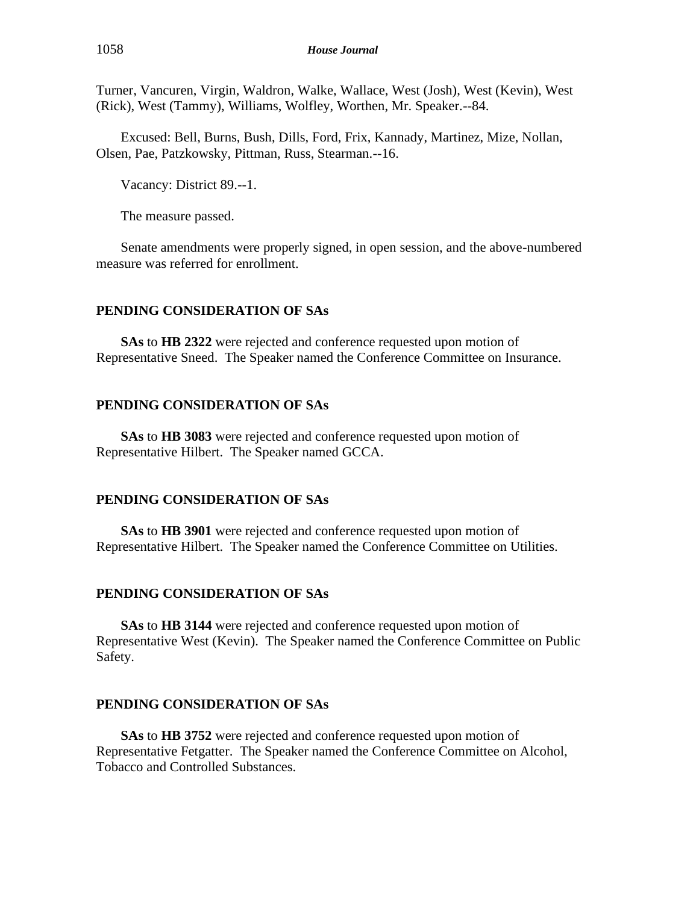Turner, Vancuren, Virgin, Waldron, Walke, Wallace, West (Josh), West (Kevin), West (Rick), West (Tammy), Williams, Wolfley, Worthen, Mr. Speaker.--84.

Excused: Bell, Burns, Bush, Dills, Ford, Frix, Kannady, Martinez, Mize, Nollan, Olsen, Pae, Patzkowsky, Pittman, Russ, Stearman.--16.

Vacancy: District 89.--1.

The measure passed.

Senate amendments were properly signed, in open session, and the above-numbered measure was referred for enrollment.

## PENDING CONSIDERATION OF SAs

**SAs** to **HB 2322** were rejected and conference requested upon motion of Representative Sneed. The Speaker named the Conference Committee on Insurance.

## PENDING CONSIDERATION OF SAs

**SAs** to **HB 3083** were rejected and conference requested upon motion of Representative Hilbert. The Speaker named GCCA.

## PENDING CONSIDERATION OF SAs

**SAs** to **HB 3901** were rejected and conference requested upon motion of Representative Hilbert. The Speaker named the Conference Committee on Utilities.

## PENDING CONSIDERATION OF SAs

**SAs** to **HB 3144** were rejected and conference requested upon motion of Representative West (Kevin). The Speaker named the Conference Committee on Public Safety.

## PENDING CONSIDERATION OF SAs

**SAs** to **HB 3752** were rejected and conference requested upon motion of Representative Fetgatter. The Speaker named the Conference Committee on Alcohol, Tobacco and Controlled Substances.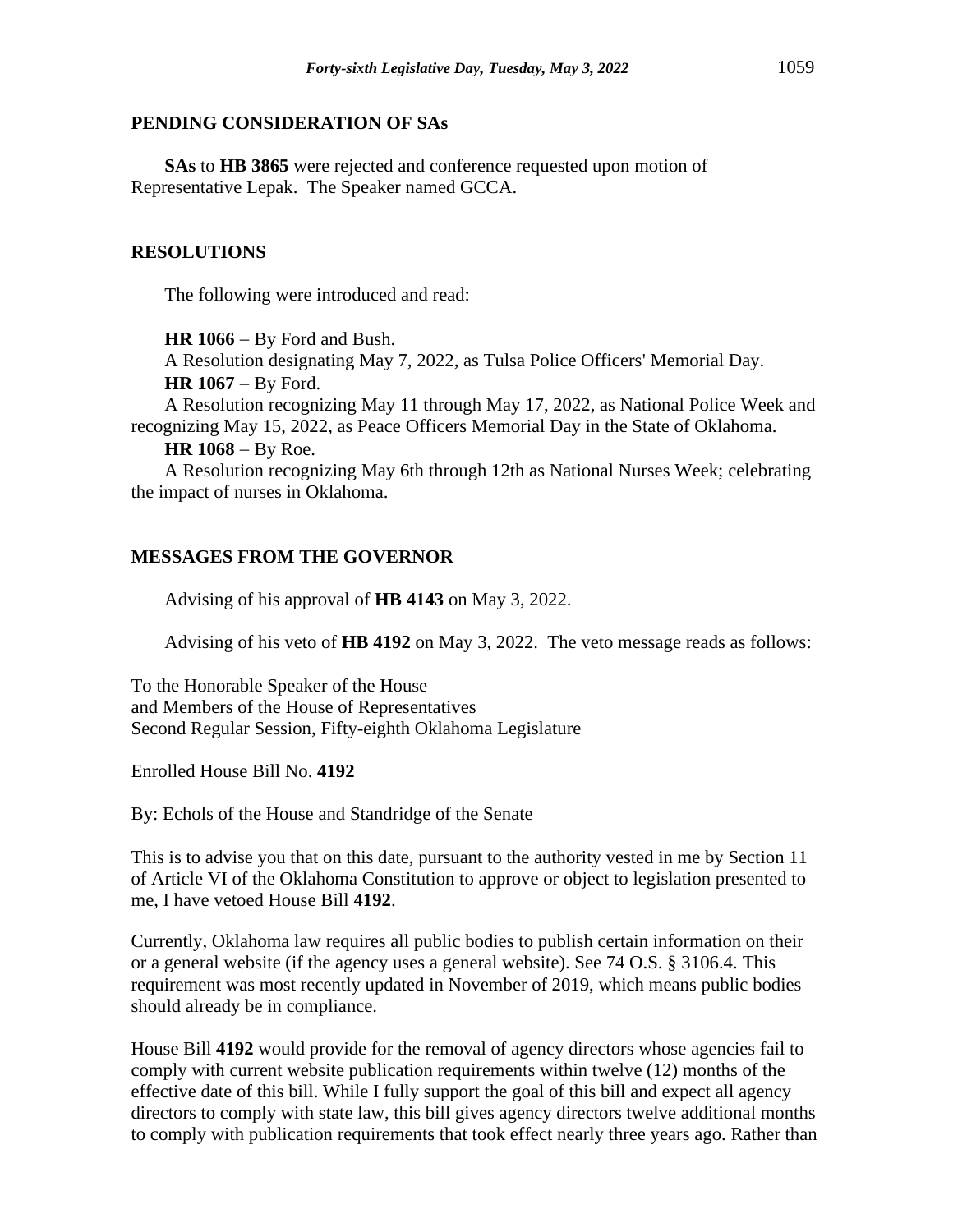## PENDING CONSIDERATION OF SAs

**SAs** to **HB 3865** were rejected and conference requested upon motion of Representative Lepak. The Speaker named GCCA.

## RESOLUTIONS

The following were introduced and read:

**HR 1066** − By Ford and Bush.

A Resolution designating May 7, 2022, as Tulsa Police Officers' Memorial Day.

**HR 1067** − By Ford.

A Resolution recognizing May 11 through May 17, 2022, as National Police Week and recognizing May 15, 2022, as Peace Officers Memorial Day in the State of Oklahoma.

**HR 1068** − By Roe.

A Resolution recognizing May 6th through 12th as National Nurses Week; celebrating the impact of nurses in Oklahoma.

## MESSAGES FROM THE GOVERNOR

Advising of his approval of **HB 4143** on May 3, 2022.

Advising of his veto of **HB 4192** on May 3, 2022. The veto message reads as follows:

To the Honorable Speaker of the House
and Members of the House of Representatives
Second Regular Session, Fifty-eighth Oklahoma Legislature

Enrolled House Bill No. **4192**

By: Echols of the House and Standridge of the Senate

This is to advise you that on this date, pursuant to the authority vested in me by Section 11 of Article VI of the Oklahoma Constitution to approve or object to legislation presented to me, I have vetoed House Bill **4192**.

Currently, Oklahoma law requires all public bodies to publish certain information on their or a general website (if the agency uses a general website). See 74 O.S. § 3106.4. This requirement was most recently updated in November of 2019, which means public bodies should already be in compliance.

House Bill **4192** would provide for the removal of agency directors whose agencies fail to comply with current website publication requirements within twelve (12) months of the effective date of this bill. While I fully support the goal of this bill and expect all agency directors to comply with state law, this bill gives agency directors twelve additional months to comply with publication requirements that took effect nearly three years ago. Rather than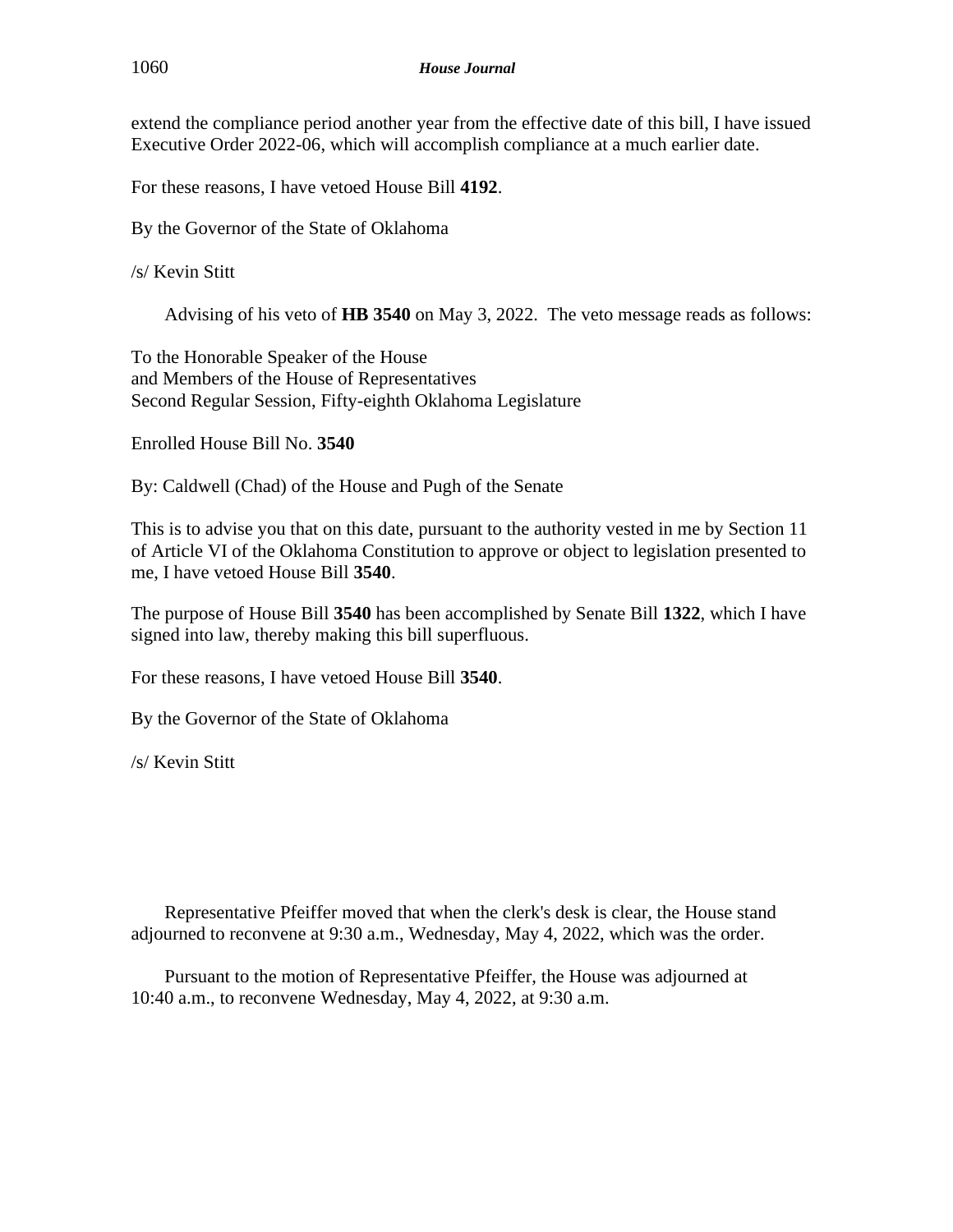extend the compliance period another year from the effective date of this bill, I have issued Executive Order 2022-06, which will accomplish compliance at a much earlier date.

For these reasons, I have vetoed House Bill **4192**.

By the Governor of the State of Oklahoma

/s/ Kevin Stitt

Advising of his veto of **HB 3540** on May 3, 2022. The veto message reads as follows:

To the Honorable Speaker of the House
and Members of the House of Representatives
Second Regular Session, Fifty-eighth Oklahoma Legislature

Enrolled House Bill No. **3540**

By: Caldwell (Chad) of the House and Pugh of the Senate

This is to advise you that on this date, pursuant to the authority vested in me by Section 11 of Article VI of the Oklahoma Constitution to approve or object to legislation presented to me, I have vetoed House Bill **3540**.

The purpose of House Bill **3540** has been accomplished by Senate Bill **1322**, which I have signed into law, thereby making this bill superfluous.

For these reasons, I have vetoed House Bill **3540**.

By the Governor of the State of Oklahoma

/s/ Kevin Stitt

Representative Pfeiffer moved that when the clerk's desk is clear, the House stand adjourned to reconvene at 9:30 a.m., Wednesday, May 4, 2022, which was the order.

Pursuant to the motion of Representative Pfeiffer, the House was adjourned at 10:40 a.m., to reconvene Wednesday, May 4, 2022, at 9:30 a.m.